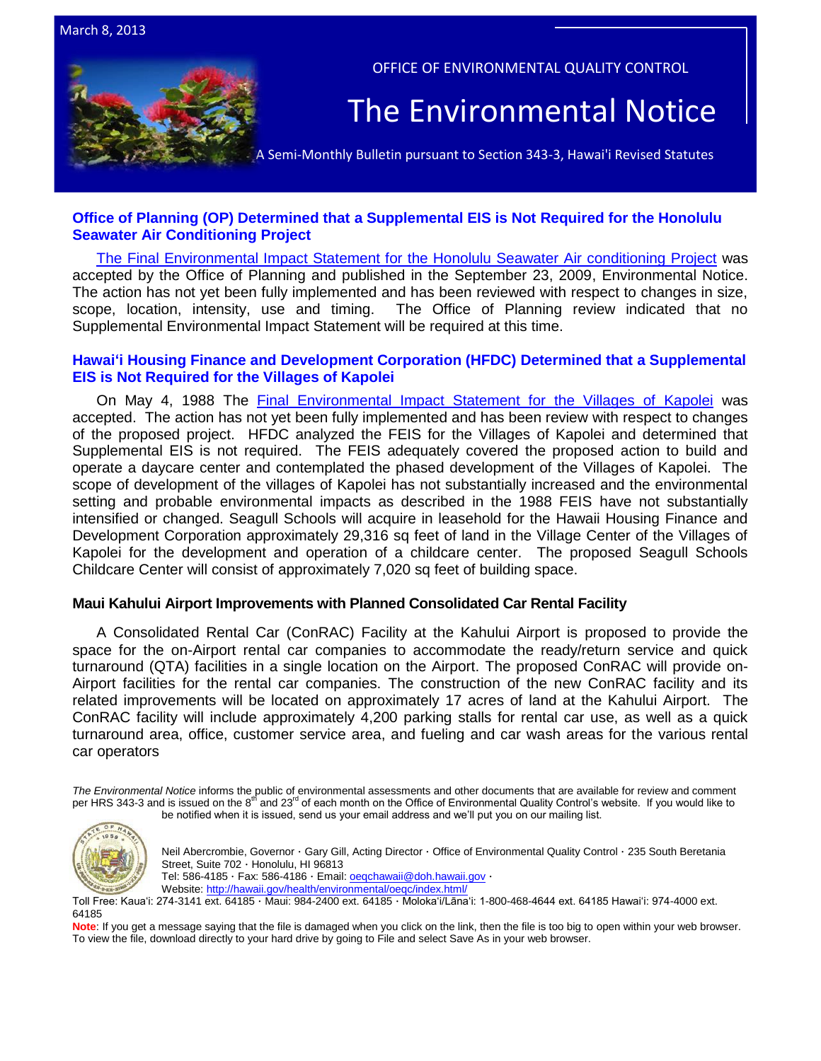March 8, 2013

OFFICE OF ENVIRONMENTAL QUALITY CONTROL

# The Environmental Notice

A Semi-Monthly Bulletin pursuant to Section 343-3, Hawai'i Revised Statutes

## Office of Planning (OP) Determined that a Supplemental EIS is Not Required for the Honolulu Seawater Air Conditioning Project

The Final Environmental Impact Statement for the Honolulu Seawater Air conditioning Project was accepted by the Office of Planning and published in the September 23, 2009, Environmental Notice. The action has not yet been fully implemented and has been reviewed with respect to changes in size, scope, location, intensity, use and timing. The Office of Planning review indicated that no Supplemental Environmental Impact Statement will be required at this time.

## Hawaiʻi Housing Finance and Development Corporation (HFDC) Determined that a Supplemental EIS is Not Required for the Villages of Kapolei

On May 4, 1988 The Final Environmental Impact Statement for the Villages of Kapolei was accepted. The action has not yet been fully implemented and has been review with respect to changes of the proposed project. HFDC analyzed the FEIS for the Villages of Kapolei and determined that Supplemental EIS is not required. The FEIS adequately covered the proposed action to build and operate a daycare center and contemplated the phased development of the Villages of Kapolei. The scope of development of the villages of Kapolei has not substantially increased and the environmental setting and probable environmental impacts as described in the 1988 FEIS have not substantially intensified or changed. Seagull Schools will acquire in leasehold for the Hawaii Housing Finance and Development Corporation approximately 29,316 sq feet of land in the Village Center of the Villages of Kapolei for the development and operation of a childcare center. The proposed Seagull Schools Childcare Center will consist of approximately 7,020 sq feet of building space.

## Maui Kahului Airport Improvements with Planned Consolidated Car Rental Facility

A Consolidated Rental Car (ConRAC) Facility at the Kahului Airport is proposed to provide the space for the on-Airport rental car companies to accommodate the ready/return service and quick turnaround (QTA) facilities in a single location on the Airport. The proposed ConRAC will provide on-Airport facilities for the rental car companies. The construction of the new ConRAC facility and its related improvements will be located on approximately 17 acres of land at the Kahului Airport. The ConRAC facility will include approximately 4,200 parking stalls for rental car use, as well as a quick turnaround area, office, customer service area, and fueling and car wash areas for the various rental car operators

*The Environmental Notice* informs the public of environmental assessments and other documents that are available for review and comment per HRS 343-3 and is issued on the 8th and 23rd of each month on the Office of Environmental Quality Control's website. If you would like to be notified when it is issued, send us your email address and we'll put you on our mailing list.

Neil Abercrombie, Governor · Gary Gill, Acting Director · Office of Environmental Quality Control · 235 South Beretania Street, Suite 702 · Honolulu, HI 96813
Tel: 586-4185 · Fax: 586-4186 · Email: oeqchawaii@doh.hawaii.gov ·
Website: http://hawaii.gov/health/environmental/oeqc/index.html/
Toll Free: Kauaʻi: 274-3141 ext. 64185 · Maui: 984-2400 ext. 64185 · Molokaʻi/Lānaʻi: 1-800-468-4644 ext. 64185 Hawaiʻi: 974-4000 ext. 64185

**Note**: If you get a message saying that the file is damaged when you click on the link, then the file is too big to open within your web browser. To view the file, download directly to your hard drive by going to File and select Save As in your web browser.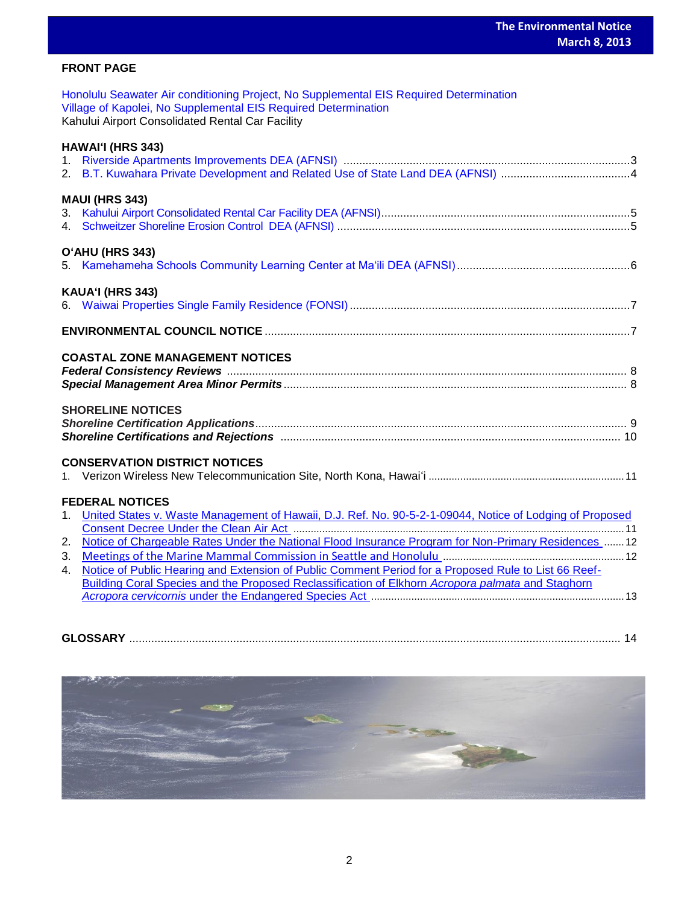## FRONT PAGE

Honolulu Seawater Air conditioning Project, No Supplemental EIS Required Determination
Village of Kapolei, No Supplemental EIS Required Determination
Kahului Airport Consolidated Rental Car Facility

### HAWAIʻI (HRS 343)

1. Riverside Apartments Improvements DEA (AFNSI) ........................................ 3
2. B.T. Kuwahara Private Development and Related Use of State Land DEA (AFNSI) ........................................ 4

### MAUI (HRS 343)

3. Kahului Airport Consolidated Rental Car Facility DEA (AFNSI) ........................................ 5
4. Schweitzer Shoreline Erosion Control DEA (AFNSI) ........................................ 5

### OʻAHU (HRS 343)

5. Kamehameha Schools Community Learning Center at Maʻili DEA (AFNSI) ........................................ 6

### KAUAʻI (HRS 343)

6. Waiwai Properties Single Family Residence (FONSI) ........................................ 7

### ENVIRONMENTAL COUNCIL NOTICE ........................................ 7

### COASTAL ZONE MANAGEMENT NOTICES

***Federal Consistency Reviews*** ........................................ 8
***Special Management Area Minor Permits*** ........................................ 8

### SHORELINE NOTICES

***Shoreline Certification Applications*** ........................................ 9
***Shoreline Certifications and Rejections*** ........................................ 10

### CONSERVATION DISTRICT NOTICES

1. Verizon Wireless New Telecommunication Site, North Kona, Hawaiʻi ........................................ 11

### FEDERAL NOTICES

1. United States v. Waste Management of Hawaii, D.J. Ref. No. 90-5-2-1-09044, Notice of Lodging of Proposed Consent Decree Under the Clean Air Act ........................................ 11
2. Notice of Chargeable Rates Under the National Flood Insurance Program for Non-Primary Residences ........................................ 12
3. Meetings of the Marine Mammal Commission in Seattle and Honolulu ........................................ 12
4. Notice of Public Hearing and Extension of Public Comment Period for a Proposed Rule to List 66 Reef-Building Coral Species and the Proposed Reclassification of Elkhorn *Acropora palmata* and Staghorn *Acropora cervicornis* under the Endangered Species Act ........................................ 13

### GLOSSARY ........................................ 14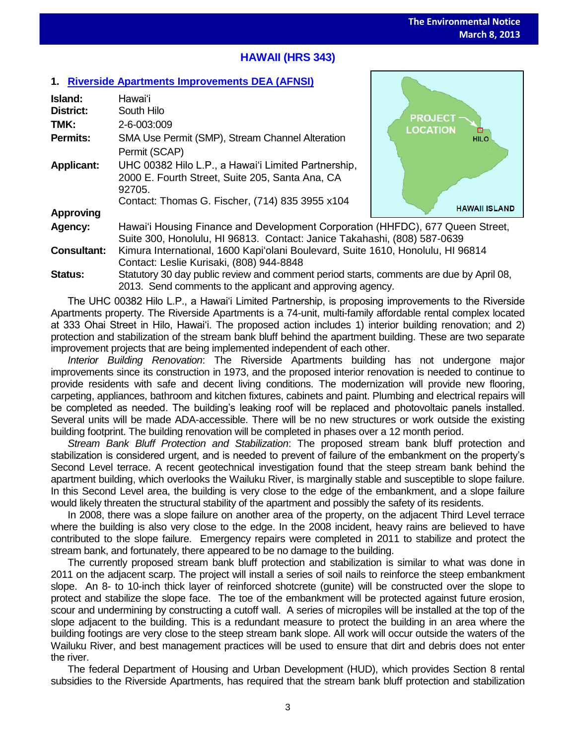## HAWAII (HRS 343)

### 1. Riverside Apartments Improvements DEA (AFNSI)

**Island:** Hawaiʻi
**District:** South Hilo
**TMK:** 2-6-003:009
**Permits:** SMA Use Permit (SMP), Stream Channel Alteration Permit (SCAP)
**Applicant:** UHC 00382 Hilo L.P., a Hawaiʻi Limited Partnership, 2000 E. Fourth Street, Suite 205, Santa Ana, CA 92705.
Contact: Thomas G. Fischer, (714) 835 3955 x104
**Approving Agency:** Hawaiʻi Housing Finance and Development Corporation (HHFDC), 677 Queen Street, Suite 300, Honolulu, HI 96813. Contact: Janice Takahashi, (808) 587-0639
**Consultant:** Kimura International, 1600 Kapiʻolani Boulevard, Suite 1610, Honolulu, HI 96814
Contact: Leslie Kurisaki, (808) 944-8848
**Status:** Statutory 30 day public review and comment period starts, comments are due by April 08, 2013. Send comments to the applicant and approving agency.

The UHC 00382 Hilo L.P., a Hawaiʻi Limited Partnership, is proposing improvements to the Riverside Apartments property. The Riverside Apartments is a 74-unit, multi-family affordable rental complex located at 333 Ohai Street in Hilo, Hawaiʻi. The proposed action includes 1) interior building renovation; and 2) protection and stabilization of the stream bank bluff behind the apartment building. These are two separate improvement projects that are being implemented independent of each other.

*Interior Building Renovation*: The Riverside Apartments building has not undergone major improvements since its construction in 1973, and the proposed interior renovation is needed to continue to provide residents with safe and decent living conditions. The modernization will provide new flooring, carpeting, appliances, bathroom and kitchen fixtures, cabinets and paint. Plumbing and electrical repairs will be completed as needed. The building's leaking roof will be replaced and photovoltaic panels installed. Several units will be made ADA-accessible. There will be no new structures or work outside the existing building footprint. The building renovation will be completed in phases over a 12 month period.

*Stream Bank Bluff Protection and Stabilization*: The proposed stream bank bluff protection and stabilization is considered urgent, and is needed to prevent of failure of the embankment on the property's Second Level terrace. A recent geotechnical investigation found that the steep stream bank behind the apartment building, which overlooks the Wailuku River, is marginally stable and susceptible to slope failure. In this Second Level area, the building is very close to the edge of the embankment, and a slope failure would likely threaten the structural stability of the apartment and possibly the safety of its residents.

In 2008, there was a slope failure on another area of the property, on the adjacent Third Level terrace where the building is also very close to the edge. In the 2008 incident, heavy rains are believed to have contributed to the slope failure. Emergency repairs were completed in 2011 to stabilize and protect the stream bank, and fortunately, there appeared to be no damage to the building.

The currently proposed stream bank bluff protection and stabilization is similar to what was done in 2011 on the adjacent scarp. The project will install a series of soil nails to reinforce the steep embankment slope. An 8- to 10-inch thick layer of reinforced shotcrete (gunite) will be constructed over the slope to protect and stabilize the slope face. The toe of the embankment will be protected against future erosion, scour and undermining by constructing a cutoff wall. A series of micropiles will be installed at the top of the slope adjacent to the building. This is a redundant measure to protect the building in an area where the building footings are very close to the steep stream bank slope. All work will occur outside the waters of the Wailuku River, and best management practices will be used to ensure that dirt and debris does not enter the river.

The federal Department of Housing and Urban Development (HUD), which provides Section 8 rental subsidies to the Riverside Apartments, has required that the stream bank bluff protection and stabilization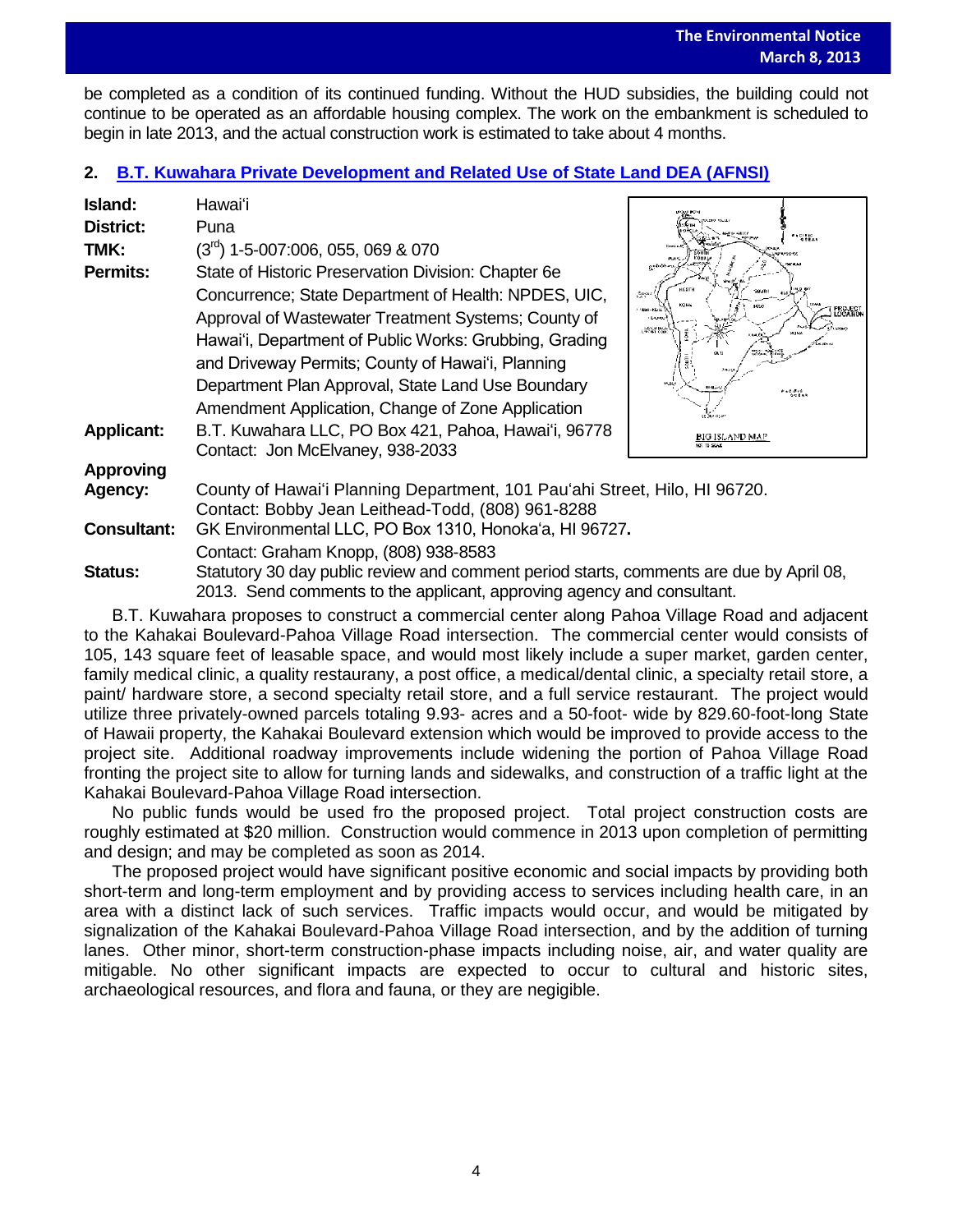be completed as a condition of its continued funding. Without the HUD subsidies, the building could not continue to be operated as an affordable housing complex. The work on the embankment is scheduled to begin in late 2013, and the actual construction work is estimated to take about 4 months.

## 2. B.T. Kuwahara Private Development and Related Use of State Land DEA (AFNSI)

**Island:** Hawai'i

**District:** Puna

**TMK:** (3rd) 1-5-007:006, 055, 069 & 070

**Permits:** State of Historic Preservation Division: Chapter 6e Concurrence; State Department of Health: NPDES, UIC, Approval of Wastewater Treatment Systems; County of Hawai'i, Department of Public Works: Grubbing, Grading and Driveway Permits; County of Hawai'i, Planning Department Plan Approval, State Land Use Boundary Amendment Application, Change of Zone Application

**Applicant:** B.T. Kuwahara LLC, PO Box 421, Pahoa, Hawai'i, 96778
Contact: Jon McElvaney, 938-2033

**Approving Agency:** County of Hawai'i Planning Department, 101 Pau'ahi Street, Hilo, HI 96720.
Contact: Bobby Jean Leithead-Todd, (808) 961-8288

**Consultant:** GK Environmental LLC, PO Box 1310, Honoka'a, HI 96727.
Contact: Graham Knopp, (808) 938-8583

**Status:** Statutory 30 day public review and comment period starts, comments are due by April 08, 2013. Send comments to the applicant, approving agency and consultant.

B.T. Kuwahara proposes to construct a commercial center along Pahoa Village Road and adjacent to the Kahakai Boulevard-Pahoa Village Road intersection. The commercial center would consists of 105, 143 square feet of leasable space, and would most likely include a super market, garden center, family medical clinic, a quality restaurany, a post office, a medical/dental clinic, a specialty retail store, a paint/ hardware store, a second specialty retail store, and a full service restaurant. The project would utilize three privately-owned parcels totaling 9.93- acres and a 50-foot- wide by 829.60-foot-long State of Hawaii property, the Kahakai Boulevard extension which would be improved to provide access to the project site. Additional roadway improvements include widening the portion of Pahoa Village Road fronting the project site to allow for turning lands and sidewalks, and construction of a traffic light at the Kahakai Boulevard-Pahoa Village Road intersection.

No public funds would be used fro the proposed project. Total project construction costs are roughly estimated at $20 million. Construction would commence in 2013 upon completion of permitting and design; and may be completed as soon as 2014.

The proposed project would have significant positive economic and social impacts by providing both short-term and long-term employment and by providing access to services including health care, in an area with a distinct lack of such services. Traffic impacts would occur, and would be mitigated by signalization of the Kahakai Boulevard-Pahoa Village Road intersection, and by the addition of turning lanes. Other minor, short-term construction-phase impacts including noise, air, and water quality are mitigable. No other significant impacts are expected to occur to cultural and historic sites, archaeological resources, and flora and fauna, or they are negigible.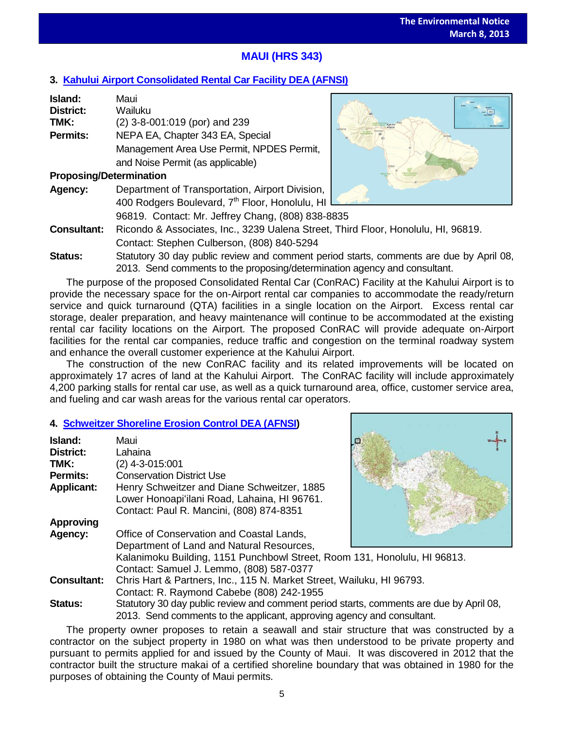## MAUI (HRS 343)

### 3. Kahului Airport Consolidated Rental Car Facility DEA (AFNSI)

**Island:** Maui
**District:** Wailuku
**TMK:** (2) 3-8-001:019 (por) and 239
**Permits:** NEPA EA, Chapter 343 EA, Special Management Area Use Permit, NPDES Permit, and Noise Permit (as applicable)

**Proposing/Determination**
**Agency:** Department of Transportation, Airport Division, 400 Rodgers Boulevard, 7th Floor, Honolulu, HI 96819. Contact: Mr. Jeffrey Chang, (808) 838-8835
**Consultant:** Ricondo & Associates, Inc., 3239 Ualena Street, Third Floor, Honolulu, HI, 96819. Contact: Stephen Culberson, (808) 840-5294
**Status:** Statutory 30 day public review and comment period starts, comments are due by April 08, 2013. Send comments to the proposing/determination agency and consultant.

The purpose of the proposed Consolidated Rental Car (ConRAC) Facility at the Kahului Airport is to provide the necessary space for the on-Airport rental car companies to accommodate the ready/return service and quick turnaround (QTA) facilities in a single location on the Airport. Excess rental car storage, dealer preparation, and heavy maintenance will continue to be accommodated at the existing rental car facility locations on the Airport. The proposed ConRAC will provide adequate on-Airport facilities for the rental car companies, reduce traffic and congestion on the terminal roadway system and enhance the overall customer experience at the Kahului Airport.

The construction of the new ConRAC facility and its related improvements will be located on approximately 17 acres of land at the Kahului Airport. The ConRAC facility will include approximately 4,200 parking stalls for rental car use, as well as a quick turnaround area, office, customer service area, and fueling and car wash areas for the various rental car operators.

### 4. Schweitzer Shoreline Erosion Control DEA (AFNSI)

**Island:** Maui
**District:** Lahaina
**TMK:** (2) 4-3-015:001
**Permits:** Conservation District Use
**Applicant:** Henry Schweitzer and Diane Schweitzer, 1885 Lower Honoapiʻilani Road, Lahaina, HI 96761. Contact: Paul R. Mancini, (808) 874-8351

**Approving**
**Agency:** Office of Conservation and Coastal Lands, Department of Land and Natural Resources, Kalanimoku Building, 1151 Punchbowl Street, Room 131, Honolulu, HI 96813. Contact: Samuel J. Lemmo, (808) 587-0377
**Consultant:** Chris Hart & Partners, Inc., 115 N. Market Street, Wailuku, HI 96793. Contact: R. Raymond Cabebe (808) 242-1955
**Status:** Statutory 30 day public review and comment period starts, comments are due by April 08, 2013. Send comments to the applicant, approving agency and consultant.

The property owner proposes to retain a seawall and stair structure that was constructed by a contractor on the subject property in 1980 on what was then understood to be private property and pursuant to permits applied for and issued by the County of Maui. It was discovered in 2012 that the contractor built the structure makai of a certified shoreline boundary that was obtained in 1980 for the purposes of obtaining the County of Maui permits.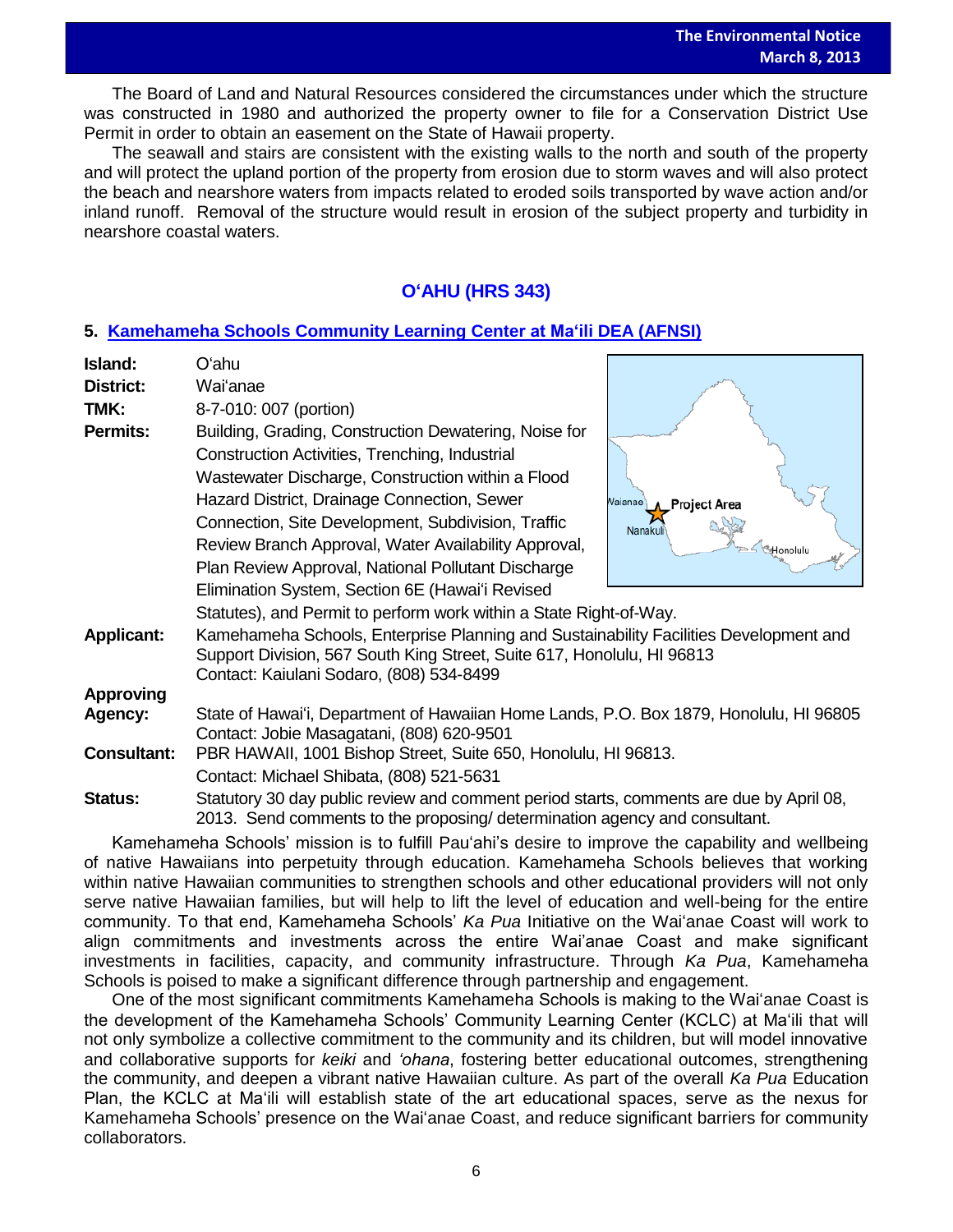The Board of Land and Natural Resources considered the circumstances under which the structure was constructed in 1980 and authorized the property owner to file for a Conservation District Use Permit in order to obtain an easement on the State of Hawaii property.

The seawall and stairs are consistent with the existing walls to the north and south of the property and will protect the upland portion of the property from erosion due to storm waves and will also protect the beach and nearshore waters from impacts related to eroded soils transported by wave action and/or inland runoff. Removal of the structure would result in erosion of the subject property and turbidity in nearshore coastal waters.

## O'AHU (HRS 343)

### 5. Kamehameha Schools Community Learning Center at Ma'ili DEA (AFNSI)

**Island:** O'ahu

**District:** Wai'anae

**TMK:** 8-7-010: 007 (portion)

**Permits:** Building, Grading, Construction Dewatering, Noise for Construction Activities, Trenching, Industrial Wastewater Discharge, Construction within a Flood Hazard District, Drainage Connection, Sewer Connection, Site Development, Subdivision, Traffic Review Branch Approval, Water Availability Approval, Plan Review Approval, National Pollutant Discharge Elimination System, Section 6E (Hawai'i Revised Statutes), and Permit to perform work within a State Right-of-Way.

**Applicant:** Kamehameha Schools, Enterprise Planning and Sustainability Facilities Development and Support Division, 567 South King Street, Suite 617, Honolulu, HI 96813
Contact: Kaiulani Sodaro, (808) 534-8499

**Approving Agency:** State of Hawai'i, Department of Hawaiian Home Lands, P.O. Box 1879, Honolulu, HI 96805
Contact: Jobie Masagatani, (808) 620-9501

**Consultant:** PBR HAWAII, 1001 Bishop Street, Suite 650, Honolulu, HI 96813.
Contact: Michael Shibata, (808) 521-5631

**Status:** Statutory 30 day public review and comment period starts, comments are due by April 08, 2013. Send comments to the proposing/ determination agency and consultant.

Kamehameha Schools' mission is to fulfill Pau'ahi's desire to improve the capability and wellbeing of native Hawaiians into perpetuity through education. Kamehameha Schools believes that working within native Hawaiian communities to strengthen schools and other educational providers will not only serve native Hawaiian families, but will help to lift the level of education and well-being for the entire community. To that end, Kamehameha Schools' *Ka Pua* Initiative on the Wai'anae Coast will work to align commitments and investments across the entire Wai'anae Coast and make significant investments in facilities, capacity, and community infrastructure. Through *Ka Pua*, Kamehameha Schools is poised to make a significant difference through partnership and engagement.

One of the most significant commitments Kamehameha Schools is making to the Wai'anae Coast is the development of the Kamehameha Schools' Community Learning Center (KCLC) at Ma'ili that will not only symbolize a collective commitment to the community and its children, but will model innovative and collaborative supports for *keiki* and *'ohana*, fostering better educational outcomes, strengthening the community, and deepen a vibrant native Hawaiian culture. As part of the overall *Ka Pua* Education Plan, the KCLC at Ma'ili will establish state of the art educational spaces, serve as the nexus for Kamehameha Schools' presence on the Wai'anae Coast, and reduce significant barriers for community collaborators.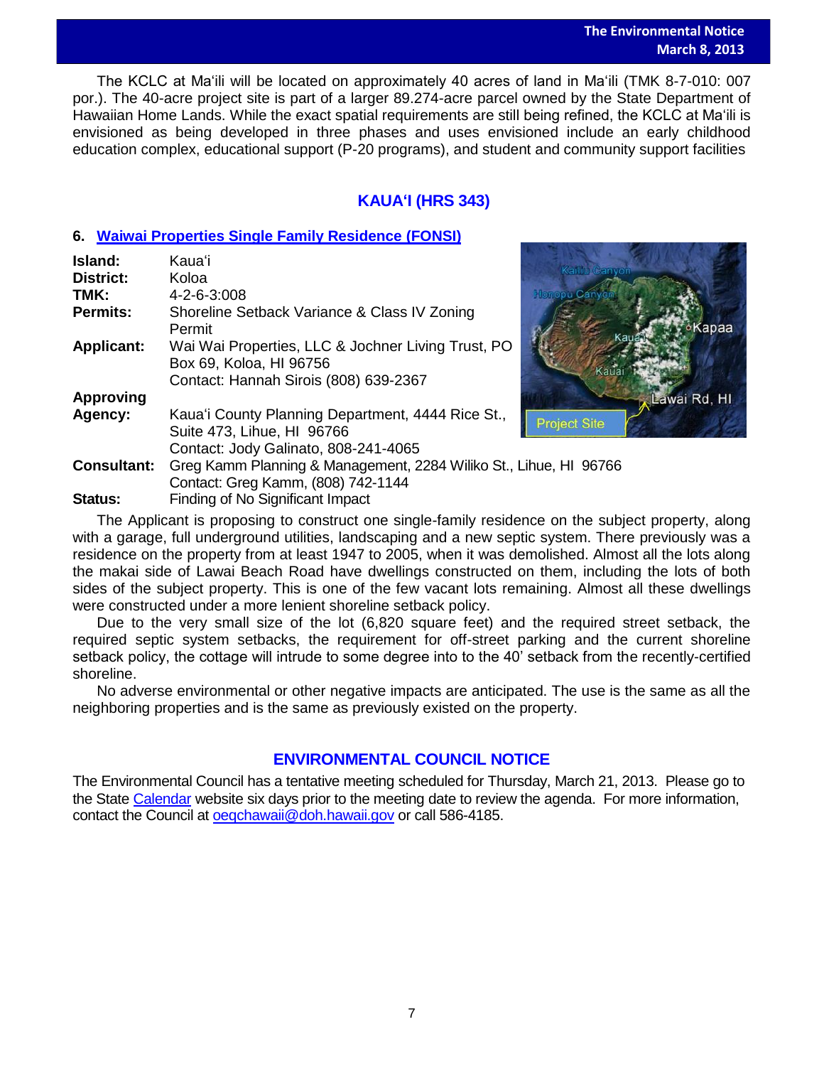The KCLC at Maʻili will be located on approximately 40 acres of land in Maʻili (TMK 8-7-010: 007 por.). The 40-acre project site is part of a larger 89.274-acre parcel owned by the State Department of Hawaiian Home Lands. While the exact spatial requirements are still being refined, the KCLC at Maʻili is envisioned as being developed in three phases and uses envisioned include an early childhood education complex, educational support (P-20 programs), and student and community support facilities

## KAUAʻI (HRS 343)

### 6. Waiwai Properties Single Family Residence (FONSI)

**Island:** Kauaʻi
**District:** Koloa
**TMK:** 4-2-6-3:008
**Permits:** Shoreline Setback Variance & Class IV Zoning Permit
**Applicant:** Wai Wai Properties, LLC & Jochner Living Trust, PO Box 69, Koloa, HI 96756
Contact: Hannah Sirois (808) 639-2367
**Approving Agency:** Kauaʻi County Planning Department, 4444 Rice St., Suite 473, Lihue, HI 96766
Contact: Jody Galinato, 808-241-4065
**Consultant:** Greg Kamm Planning & Management, 2284 Wiliko St., Lihue, HI 96766
Contact: Greg Kamm, (808) 742-1144
**Status:** Finding of No Significant Impact

The Applicant is proposing to construct one single-family residence on the subject property, along with a garage, full underground utilities, landscaping and a new septic system. There previously was a residence on the property from at least 1947 to 2005, when it was demolished. Almost all the lots along the makai side of Lawai Beach Road have dwellings constructed on them, including the lots of both sides of the subject property. This is one of the few vacant lots remaining. Almost all these dwellings were constructed under a more lenient shoreline setback policy.

Due to the very small size of the lot (6,820 square feet) and the required street setback, the required septic system setbacks, the requirement for off-street parking and the current shoreline setback policy, the cottage will intrude to some degree into to the 40' setback from the recently-certified shoreline.

No adverse environmental or other negative impacts are anticipated. The use is the same as all the neighboring properties and is the same as previously existed on the property.

## ENVIRONMENTAL COUNCIL NOTICE

The Environmental Council has a tentative meeting scheduled for Thursday, March 21, 2013. Please go to the State Calendar website six days prior to the meeting date to review the agenda. For more information, contact the Council at oeqchawaii@doh.hawaii.gov or call 586-4185.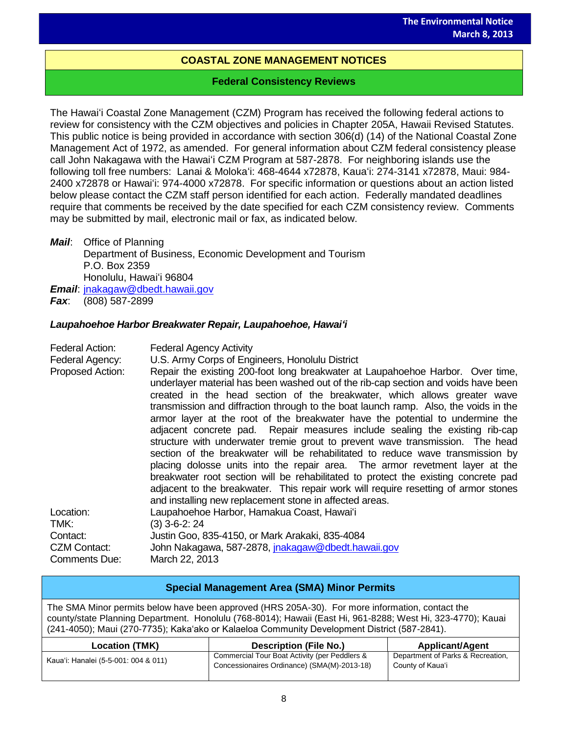## COASTAL ZONE MANAGEMENT NOTICES

### Federal Consistency Reviews

The Hawaiʻi Coastal Zone Management (CZM) Program has received the following federal actions to review for consistency with the CZM objectives and policies in Chapter 205A, Hawaii Revised Statutes. This public notice is being provided in accordance with section 306(d) (14) of the National Coastal Zone Management Act of 1972, as amended. For general information about CZM federal consistency please call John Nakagawa with the Hawaiʻi CZM Program at 587-2878. For neighboring islands use the following toll free numbers: Lanai & Molokaʻi: 468-4644 x72878, Kauaʻi: 274-3141 x72878, Maui: 984-2400 x72878 or Hawaiʻi: 974-4000 x72878. For specific information or questions about an action listed below please contact the CZM staff person identified for each action. Federally mandated deadlines require that comments be received by the date specified for each CZM consistency review. Comments may be submitted by mail, electronic mail or fax, as indicated below.

***Mail***: Office of Planning
Department of Business, Economic Development and Tourism
P.O. Box 2359
Honolulu, Hawaiʻi 96804

***Email***: jnakagaw@dbedt.hawaii.gov

***Fax***: (808) 587-2899

#### *Laupahoehoe Harbor Breakwater Repair, Laupahoehoe, Hawaiʻi*

Federal Action: Federal Agency Activity

Federal Agency: U.S. Army Corps of Engineers, Honolulu District

Proposed Action: Repair the existing 200-foot long breakwater at Laupahoehoe Harbor. Over time, underlayer material has been washed out of the rib-cap section and voids have been created in the head section of the breakwater, which allows greater wave transmission and diffraction through to the boat launch ramp. Also, the voids in the armor layer at the root of the breakwater have the potential to undermine the adjacent concrete pad. Repair measures include sealing the existing rib-cap structure with underwater tremie grout to prevent wave transmission. The head section of the breakwater will be rehabilitated to reduce wave transmission by placing dolosse units into the repair area. The armor revetment layer at the breakwater root section will be rehabilitated to protect the existing concrete pad adjacent to the breakwater. This repair work will require resetting of armor stones and installing new replacement stone in affected areas.

Location: Laupahoehoe Harbor, Hamakua Coast, Hawaiʻi

TMK: (3) 3-6-2: 24

Contact: Justin Goo, 835-4150, or Mark Arakaki, 835-4084

CZM Contact: John Nakagawa, 587-2878, jnakagaw@dbedt.hawaii.gov

Comments Due: March 22, 2013

### Special Management Area (SMA) Minor Permits

The SMA Minor permits below have been approved (HRS 205A-30). For more information, contact the county/state Planning Department. Honolulu (768-8014); Hawaii (East Hi, 961-8288; West Hi, 323-4770); Kauai (241-4050); Maui (270-7735); Kakaʻako or Kalaeloa Community Development District (587-2841).

| Location (TMK) | Description (File No.) | Applicant/Agent |
|---|---|---|
| Kauaʻi: Hanalei (5-5-001: 004 & 011) | Commercial Tour Boat Activity (per Peddlers & Concessionaires Ordinance) (SMA(M)-2013-18) | Department of Parks & Recreation, County of Kauaʻi |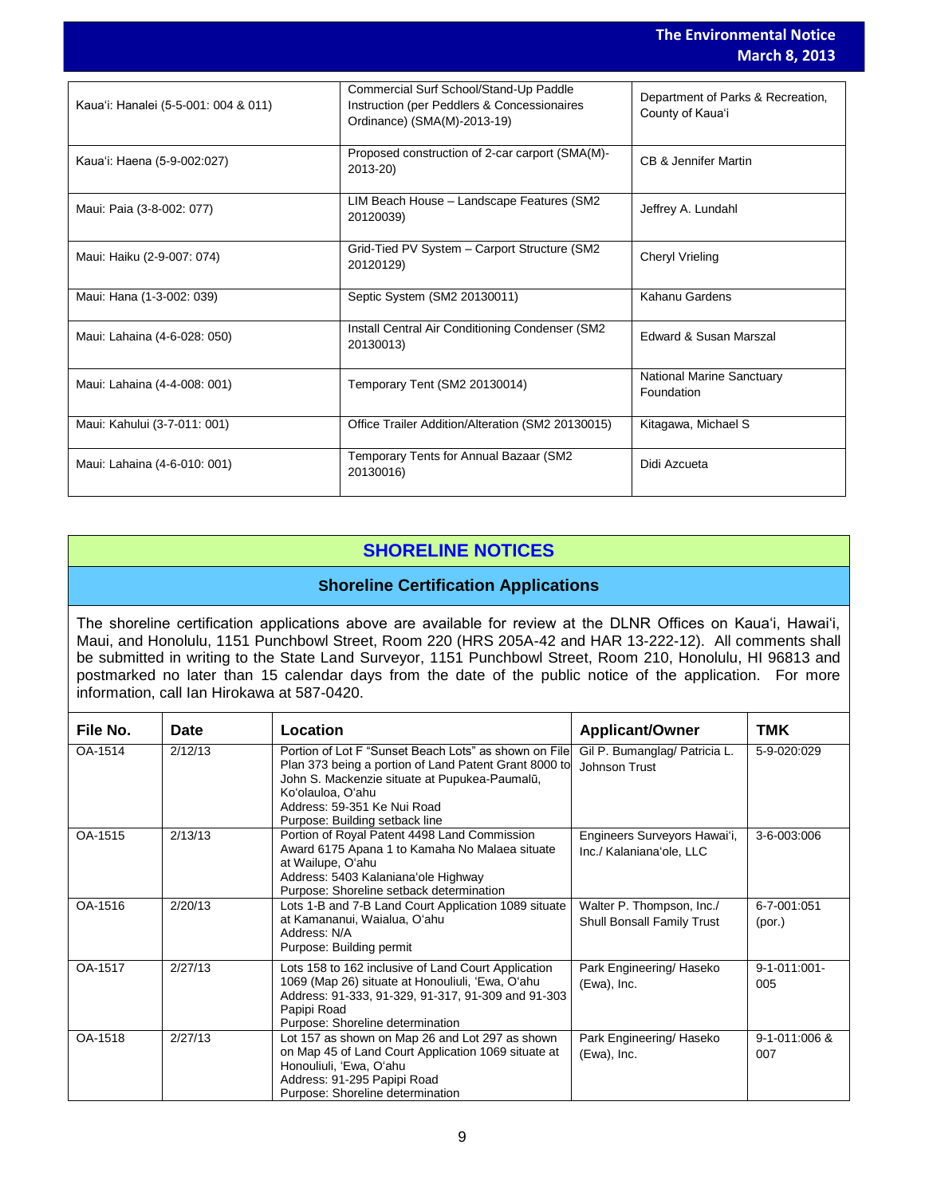| | | |
|---|---|---|
| Kaua'i: Hanalei (5-5-001: 004 & 011) | Commercial Surf School/Stand-Up Paddle Instruction (per Peddlers & Concessionaires Ordinance) (SMA(M)-2013-19) | Department of Parks & Recreation, County of Kaua'i |
| Kaua'i: Haena (5-9-002:027) | Proposed construction of 2-car carport (SMA(M)-2013-20) | CB & Jennifer Martin |
| Maui: Paia (3-8-002: 077) | LIM Beach House – Landscape Features (SM2 20120039) | Jeffrey A. Lundahl |
| Maui: Haiku (2-9-007: 074) | Grid-Tied PV System – Carport Structure (SM2 20120129) | Cheryl Vrieling |
| Maui: Hana (1-3-002: 039) | Septic System (SM2 20130011) | Kahanu Gardens |
| Maui: Lahaina (4-6-028: 050) | Install Central Air Conditioning Condenser (SM2 20130013) | Edward & Susan Marszal |
| Maui: Lahaina (4-4-008: 001) | Temporary Tent (SM2 20130014) | National Marine Sanctuary Foundation |
| Maui: Kahului (3-7-011: 001) | Office Trailer Addition/Alteration (SM2 20130015) | Kitagawa, Michael S |
| Maui: Lahaina (4-6-010: 001) | Temporary Tents for Annual Bazaar (SM2 20130016) | Didi Azcueta |

## SHORELINE NOTICES

### Shoreline Certification Applications

The shoreline certification applications above are available for review at the DLNR Offices on Kaua'i, Hawai'i, Maui, and Honolulu, 1151 Punchbowl Street, Room 220 (HRS 205A-42 and HAR 13-222-12). All comments shall be submitted in writing to the State Land Surveyor, 1151 Punchbowl Street, Room 210, Honolulu, HI 96813 and postmarked no later than 15 calendar days from the date of the public notice of the application. For more information, call Ian Hirokawa at 587-0420.

| File No. | Date | Location | Applicant/Owner | TMK |
|---|---|---|---|---|
| OA-1514 | 2/12/13 | Portion of Lot F "Sunset Beach Lots" as shown on File Plan 373 being a portion of Land Patent Grant 8000 to John S. Mackenzie situate at Pupukea-Paumalū, Ko'olauloa, O'ahu<br>Address: 59-351 Ke Nui Road<br>Purpose: Building setback line | Gil P. Bumanglag/ Patricia L. Johnson Trust | 5-9-020:029 |
| OA-1515 | 2/13/13 | Portion of Royal Patent 4498 Land Commission Award 6175 Apana 1 to Kamaha No Malaea situate at Wailupe, O'ahu<br>Address: 5403 Kalaniana'ole Highway<br>Purpose: Shoreline setback determination | Engineers Surveyors Hawai'i, Inc./ Kalaniana'ole, LLC | 3-6-003:006 |
| OA-1516 | 2/20/13 | Lots 1-B and 7-B Land Court Application 1089 situate at Kamananui, Waialua, O'ahu<br>Address: N/A<br>Purpose: Building permit | Walter P. Thompson, Inc./ Shull Bonsall Family Trust | 6-7-001:051 (por.) |
| OA-1517 | 2/27/13 | Lots 158 to 162 inclusive of Land Court Application 1069 (Map 26) situate at Honouliuli, 'Ewa, O'ahu<br>Address: 91-333, 91-329, 91-317, 91-309 and 91-303 Papipi Road<br>Purpose: Shoreline determination | Park Engineering/ Haseko (Ewa), Inc. | 9-1-011:001-005 |
| OA-1518 | 2/27/13 | Lot 157 as shown on Map 26 and Lot 297 as shown on Map 45 of Land Court Application 1069 situate at Honouliuli, 'Ewa, O'ahu<br>Address: 91-295 Papipi Road<br>Purpose: Shoreline determination | Park Engineering/ Haseko (Ewa), Inc. | 9-1-011:006 & 007 |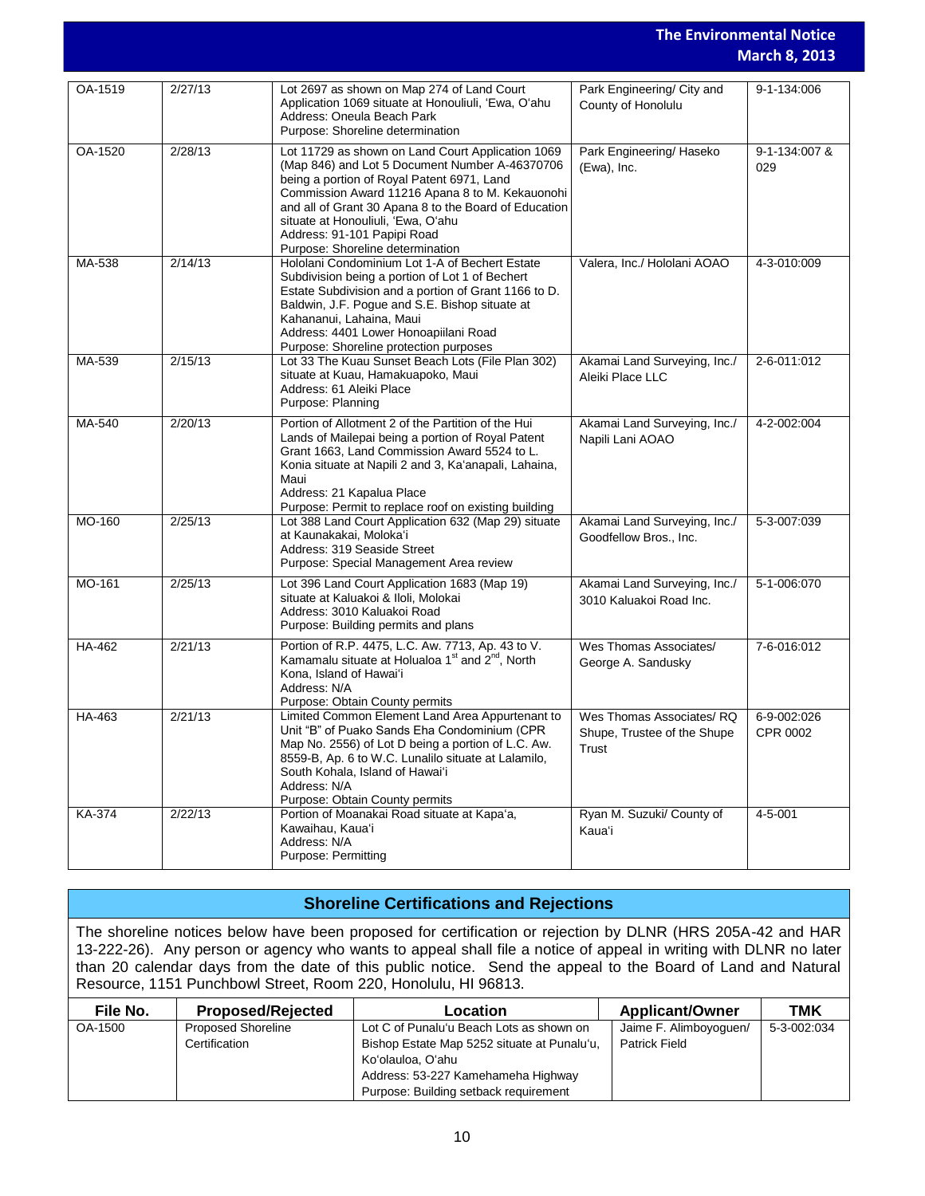| | | | | |
|---|---|---|---|---|
| OA-1519 | 2/27/13 | Lot 2697 as shown on Map 274 of Land Court Application 1069 situate at Honouliuli, ʻEwa, Oʻahu<br>Address: Oneula Beach Park<br>Purpose: Shoreline determination | Park Engineering/ City and County of Honolulu | 9-1-134:006 |
| OA-1520 | 2/28/13 | Lot 11729 as shown on Land Court Application 1069 (Map 846) and Lot 5 Document Number A-46370706 being a portion of Royal Patent 6971, Land Commission Award 11216 Apana 8 to M. Kekauonohi and all of Grant 30 Apana 8 to the Board of Education situate at Honouliuli, ʻEwa, Oʻahu<br>Address: 91-101 Papipi Road<br>Purpose: Shoreline determination | Park Engineering/ Haseko (Ewa), Inc. | 9-1-134:007 & 029 |
| MA-538 | 2/14/13 | Hololani Condominium Lot 1-A of Bechert Estate Subdivision being a portion of Lot 1 of Bechert Estate Subdivision and a portion of Grant 1166 to D. Baldwin, J.F. Pogue and S.E. Bishop situate at Kahananui, Lahaina, Maui<br>Address: 4401 Lower Honoapiilani Road<br>Purpose: Shoreline protection purposes | Valera, Inc./ Hololani AOAO | 4-3-010:009 |
| MA-539 | 2/15/13 | Lot 33 The Kuau Sunset Beach Lots (File Plan 302) situate at Kuau, Hamakuapoko, Maui<br>Address: 61 Aleiki Place<br>Purpose: Planning | Akamai Land Surveying, Inc./ Aleiki Place LLC | 2-6-011:012 |
| MA-540 | 2/20/13 | Portion of Allotment 2 of the Partition of the Hui Lands of Mailepai being a portion of Royal Patent Grant 1663, Land Commission Award 5524 to L. Konia situate at Napili 2 and 3, Kaʻanapali, Lahaina, Maui<br>Address: 21 Kapalua Place<br>Purpose: Permit to replace roof on existing building | Akamai Land Surveying, Inc./ Napili Lani AOAO | 4-2-002:004 |
| MO-160 | 2/25/13 | Lot 388 Land Court Application 632 (Map 29) situate at Kaunakakai, Molokaʻi<br>Address: 319 Seaside Street<br>Purpose: Special Management Area review | Akamai Land Surveying, Inc./ Goodfellow Bros., Inc. | 5-3-007:039 |
| MO-161 | 2/25/13 | Lot 396 Land Court Application 1683 (Map 19) situate at Kaluakoi & Iloli, Molokai<br>Address: 3010 Kaluakoi Road<br>Purpose: Building permits and plans | Akamai Land Surveying, Inc./ 3010 Kaluakoi Road Inc. | 5-1-006:070 |
| HA-462 | 2/21/13 | Portion of R.P. 4475, L.C. Aw. 7713, Ap. 43 to V. Kamamalu situate at Holualoa 1st and 2nd, North Kona, Island of Hawaiʻi<br>Address: N/A<br>Purpose: Obtain County permits | Wes Thomas Associates/ George A. Sandusky | 7-6-016:012 |
| HA-463 | 2/21/13 | Limited Common Element Land Area Appurtenant to Unit "B" of Puako Sands Eha Condominium (CPR Map No. 2556) of Lot D being a portion of L.C. Aw. 8559-B, Ap. 6 to W.C. Lunalilo situate at Lalamilo, South Kohala, Island of Hawaiʻi<br>Address: N/A<br>Purpose: Obtain County permits | Wes Thomas Associates/ RQ Shupe, Trustee of the Shupe Trust | 6-9-002:026 CPR 0002 |
| KA-374 | 2/22/13 | Portion of Moanakai Road situate at Kapaʻa, Kawaihau, Kauaʻi<br>Address: N/A<br>Purpose: Permitting | Ryan M. Suzuki/ County of Kauaʻi | 4-5-001 |

## Shoreline Certifications and Rejections

The shoreline notices below have been proposed for certification or rejection by DLNR (HRS 205A-42 and HAR 13-222-26). Any person or agency who wants to appeal shall file a notice of appeal in writing with DLNR no later than 20 calendar days from the date of this public notice. Send the appeal to the Board of Land and Natural Resource, 1151 Punchbowl Street, Room 220, Honolulu, HI 96813.

| File No. | Proposed/Rejected | Location | Applicant/Owner | TMK |
|---|---|---|---|---|
| OA-1500 | Proposed Shoreline Certification | Lot C of Punaluʻu Beach Lots as shown on Bishop Estate Map 5252 situate at Punaluʻu, Koʻolauloa, Oʻahu<br>Address: 53-227 Kamehameha Highway<br>Purpose: Building setback requirement | Jaime F. Alimboyoguen/ Patrick Field | 5-3-002:034 |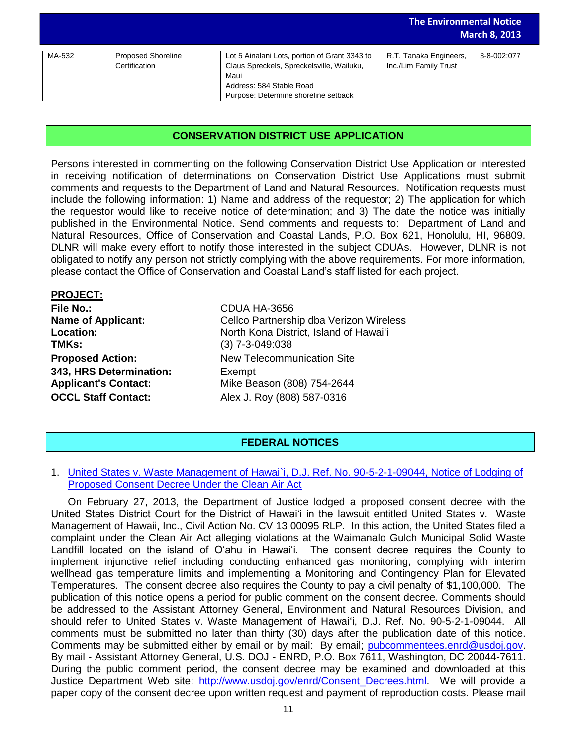| MA-532 | Proposed Shoreline Certification | Lot 5 Ainalani Lots, portion of Grant 3343 to Claus Spreckels, Spreckelsville, Wailuku, Maui<br>Address: 584 Stable Road<br>Purpose: Determine shoreline setback | R.T. Tanaka Engineers, Inc./Lim Family Trust | 3-8-002:077 |
|---|---|---|---|---|

## CONSERVATION DISTRICT USE APPLICATION

Persons interested in commenting on the following Conservation District Use Application or interested in receiving notification of determinations on Conservation District Use Applications must submit comments and requests to the Department of Land and Natural Resources. Notification requests must include the following information: 1) Name and address of the requestor; 2) The application for which the requestor would like to receive notice of determination; and 3) The date the notice was initially published in the Environmental Notice. Send comments and requests to: Department of Land and Natural Resources, Office of Conservation and Coastal Lands, P.O. Box 621, Honolulu, HI, 96809. DLNR will make every effort to notify those interested in the subject CDUAs. However, DLNR is not obligated to notify any person not strictly complying with the above requirements. For more information, please contact the Office of Conservation and Coastal Land's staff listed for each project.

**PROJECT:**

**File No.:** CDUA HA-3656
**Name of Applicant:** Cellco Partnership dba Verizon Wireless
**Location:** North Kona District, Island of Hawai'i
**TMKs:** (3) 7-3-049:038
**Proposed Action:** New Telecommunication Site
**343, HRS Determination:** Exempt
**Applicant's Contact:** Mike Beason (808) 754-2644
**OCCL Staff Contact:** Alex J. Roy (808) 587-0316

## FEDERAL NOTICES

1. United States v. Waste Management of Hawai`i, D.J. Ref. No. 90-5-2-1-09044, Notice of Lodging of Proposed Consent Decree Under the Clean Air Act

On February 27, 2013, the Department of Justice lodged a proposed consent decree with the United States District Court for the District of Hawai'i in the lawsuit entitled United States v. Waste Management of Hawaii, Inc., Civil Action No. CV 13 00095 RLP. In this action, the United States filed a complaint under the Clean Air Act alleging violations at the Waimanalo Gulch Municipal Solid Waste Landfill located on the island of O'ahu in Hawai'i. The consent decree requires the County to implement injunctive relief including conducting enhanced gas monitoring, complying with interim wellhead gas temperature limits and implementing a Monitoring and Contingency Plan for Elevated Temperatures. The consent decree also requires the County to pay a civil penalty of $1,100,000. The publication of this notice opens a period for public comment on the consent decree. Comments should be addressed to the Assistant Attorney General, Environment and Natural Resources Division, and should refer to United States v. Waste Management of Hawai'i, D.J. Ref. No. 90-5-2-1-09044. All comments must be submitted no later than thirty (30) days after the publication date of this notice. Comments may be submitted either by email or by mail: By email; pubcommentees.enrd@usdoj.gov. By mail - Assistant Attorney General, U.S. DOJ - ENRD, P.O. Box 7611, Washington, DC 20044-7611. During the public comment period, the consent decree may be examined and downloaded at this Justice Department Web site: http://www.usdoj.gov/enrd/Consent_Decrees.html. We will provide a paper copy of the consent decree upon written request and payment of reproduction costs. Please mail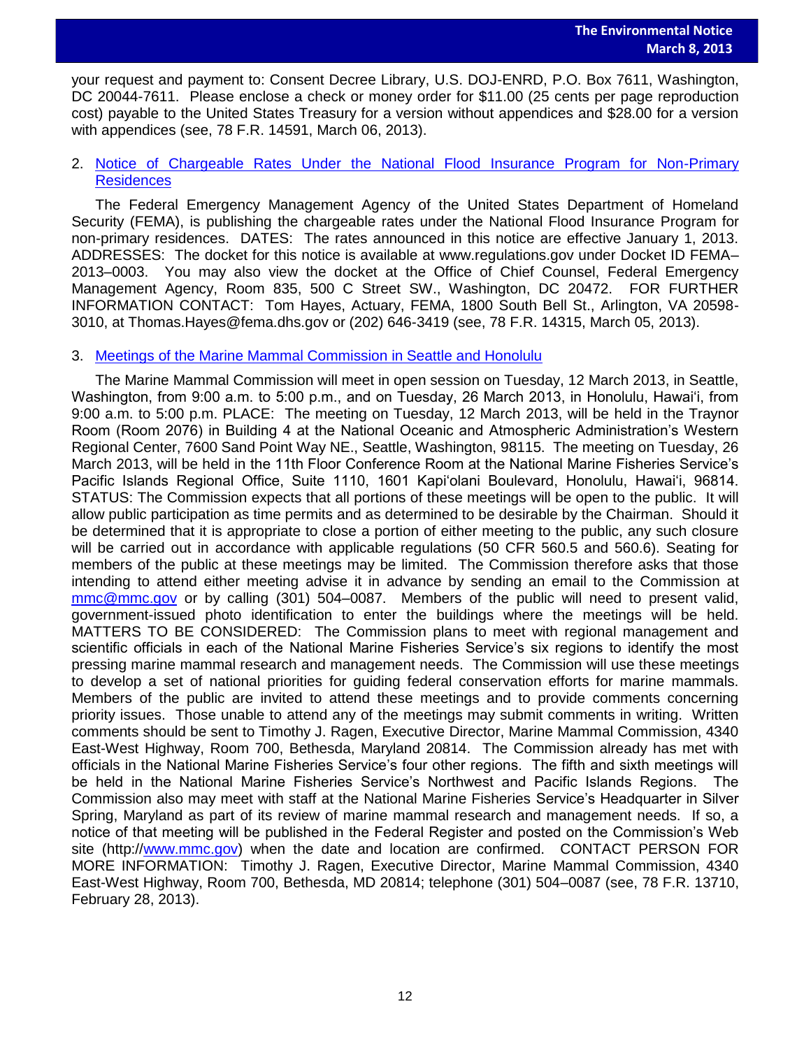your request and payment to: Consent Decree Library, U.S. DOJ-ENRD, P.O. Box 7611, Washington, DC 20044-7611. Please enclose a check or money order for $11.00 (25 cents per page reproduction cost) payable to the United States Treasury for a version without appendices and $28.00 for a version with appendices (see, 78 F.R. 14591, March 06, 2013).

2. Notice of Chargeable Rates Under the National Flood Insurance Program for Non-Primary Residences

   The Federal Emergency Management Agency of the United States Department of Homeland Security (FEMA), is publishing the chargeable rates under the National Flood Insurance Program for non-primary residences. DATES: The rates announced in this notice are effective January 1, 2013. ADDRESSES: The docket for this notice is available at www.regulations.gov under Docket ID FEMA–2013–0003. You may also view the docket at the Office of Chief Counsel, Federal Emergency Management Agency, Room 835, 500 C Street SW., Washington, DC 20472. FOR FURTHER INFORMATION CONTACT: Tom Hayes, Actuary, FEMA, 1800 South Bell St., Arlington, VA 20598-3010, at Thomas.Hayes@fema.dhs.gov or (202) 646-3419 (see, 78 F.R. 14315, March 05, 2013).

3. Meetings of the Marine Mammal Commission in Seattle and Honolulu

   The Marine Mammal Commission will meet in open session on Tuesday, 12 March 2013, in Seattle, Washington, from 9:00 a.m. to 5:00 p.m., and on Tuesday, 26 March 2013, in Honolulu, Hawai'i, from 9:00 a.m. to 5:00 p.m. PLACE: The meeting on Tuesday, 12 March 2013, will be held in the Traynor Room (Room 2076) in Building 4 at the National Oceanic and Atmospheric Administration's Western Regional Center, 7600 Sand Point Way NE., Seattle, Washington, 98115. The meeting on Tuesday, 26 March 2013, will be held in the 11th Floor Conference Room at the National Marine Fisheries Service's Pacific Islands Regional Office, Suite 1110, 1601 Kapi'olani Boulevard, Honolulu, Hawai'i, 96814. STATUS: The Commission expects that all portions of these meetings will be open to the public. It will allow public participation as time permits and as determined to be desirable by the Chairman. Should it be determined that it is appropriate to close a portion of either meeting to the public, any such closure will be carried out in accordance with applicable regulations (50 CFR 560.5 and 560.6). Seating for members of the public at these meetings may be limited. The Commission therefore asks that those intending to attend either meeting advise it in advance by sending an email to the Commission at mmc@mmc.gov or by calling (301) 504–0087. Members of the public will need to present valid, government-issued photo identification to enter the buildings where the meetings will be held. MATTERS TO BE CONSIDERED: The Commission plans to meet with regional management and scientific officials in each of the National Marine Fisheries Service's six regions to identify the most pressing marine mammal research and management needs. The Commission will use these meetings to develop a set of national priorities for guiding federal conservation efforts for marine mammals. Members of the public are invited to attend these meetings and to provide comments concerning priority issues. Those unable to attend any of the meetings may submit comments in writing. Written comments should be sent to Timothy J. Ragen, Executive Director, Marine Mammal Commission, 4340 East-West Highway, Room 700, Bethesda, Maryland 20814. The Commission already has met with officials in the National Marine Fisheries Service's four other regions. The fifth and sixth meetings will be held in the National Marine Fisheries Service's Northwest and Pacific Islands Regions. The Commission also may meet with staff at the National Marine Fisheries Service's Headquarter in Silver Spring, Maryland as part of its review of marine mammal research and management needs. If so, a notice of that meeting will be published in the Federal Register and posted on the Commission's Web site (http://www.mmc.gov) when the date and location are confirmed. CONTACT PERSON FOR MORE INFORMATION: Timothy J. Ragen, Executive Director, Marine Mammal Commission, 4340 East-West Highway, Room 700, Bethesda, MD 20814; telephone (301) 504–0087 (see, 78 F.R. 13710, February 28, 2013).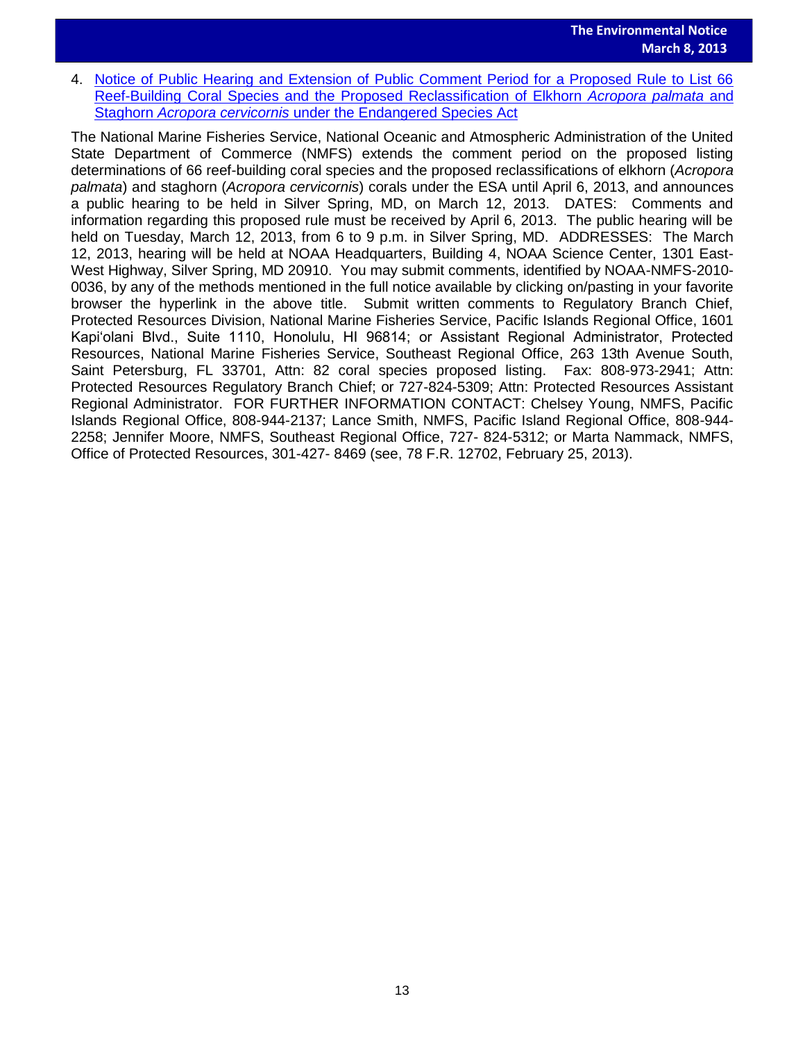4. Notice of Public Hearing and Extension of Public Comment Period for a Proposed Rule to List 66 Reef-Building Coral Species and the Proposed Reclassification of Elkhorn *Acropora palmata* and Staghorn *Acropora cervicornis* under the Endangered Species Act

The National Marine Fisheries Service, National Oceanic and Atmospheric Administration of the United State Department of Commerce (NMFS) extends the comment period on the proposed listing determinations of 66 reef-building coral species and the proposed reclassifications of elkhorn (*Acropora palmata*) and staghorn (*Acropora cervicornis*) corals under the ESA until April 6, 2013, and announces a public hearing to be held in Silver Spring, MD, on March 12, 2013. DATES: Comments and information regarding this proposed rule must be received by April 6, 2013. The public hearing will be held on Tuesday, March 12, 2013, from 6 to 9 p.m. in Silver Spring, MD. ADDRESSES: The March 12, 2013, hearing will be held at NOAA Headquarters, Building 4, NOAA Science Center, 1301 East-West Highway, Silver Spring, MD 20910. You may submit comments, identified by NOAA-NMFS-2010-0036, by any of the methods mentioned in the full notice available by clicking on/pasting in your favorite browser the hyperlink in the above title. Submit written comments to Regulatory Branch Chief, Protected Resources Division, National Marine Fisheries Service, Pacific Islands Regional Office, 1601 Kapi'olani Blvd., Suite 1110, Honolulu, HI 96814; or Assistant Regional Administrator, Protected Resources, National Marine Fisheries Service, Southeast Regional Office, 263 13th Avenue South, Saint Petersburg, FL 33701, Attn: 82 coral species proposed listing. Fax: 808-973-2941; Attn: Protected Resources Regulatory Branch Chief; or 727-824-5309; Attn: Protected Resources Assistant Regional Administrator. FOR FURTHER INFORMATION CONTACT: Chelsey Young, NMFS, Pacific Islands Regional Office, 808-944-2137; Lance Smith, NMFS, Pacific Island Regional Office, 808-944-2258; Jennifer Moore, NMFS, Southeast Regional Office, 727- 824-5312; or Marta Nammack, NMFS, Office of Protected Resources, 301-427- 8469 (see, 78 F.R. 12702, February 25, 2013).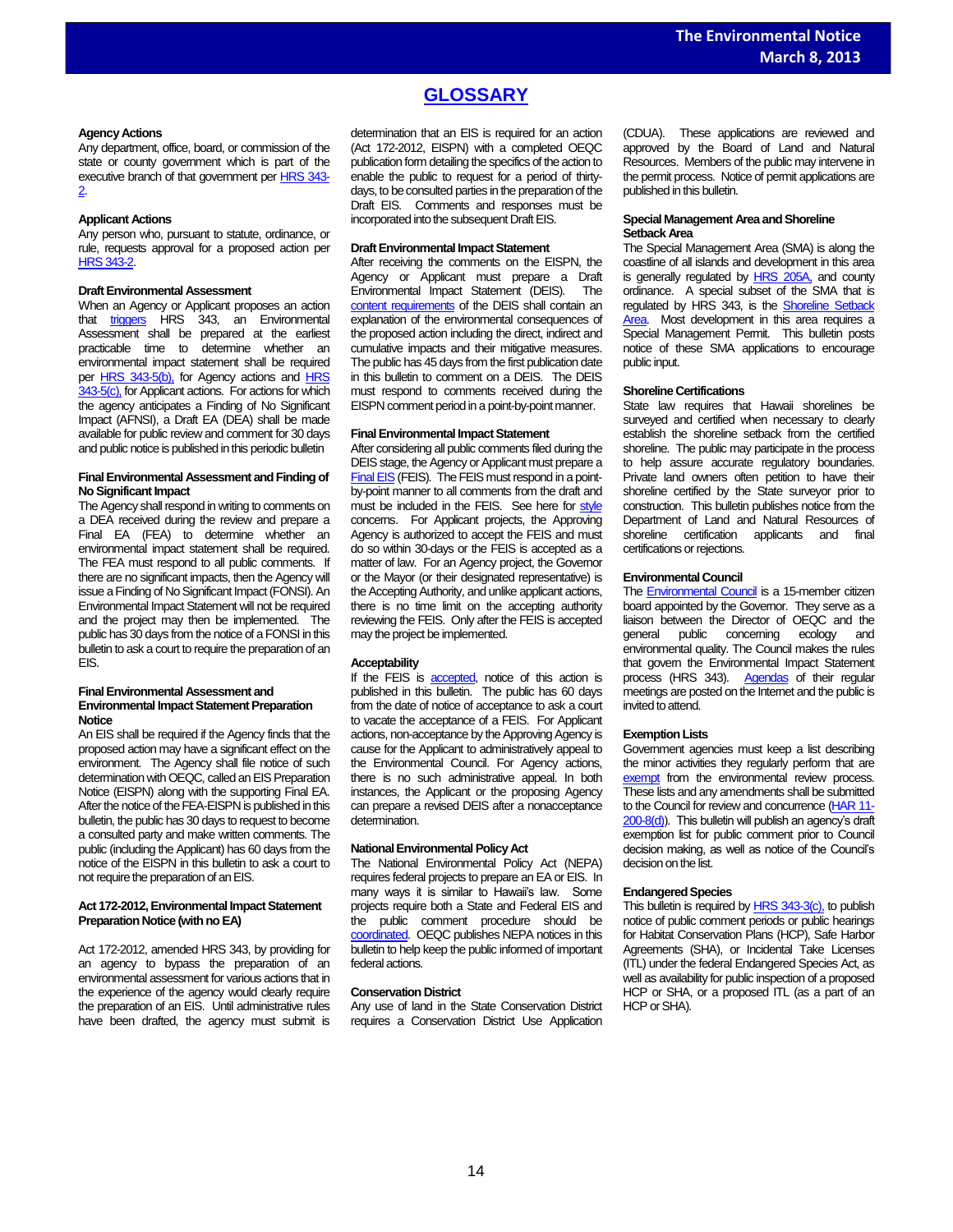# GLOSSARY

### Agency Actions

Any department, office, board, or commission of the state or county government which is part of the executive branch of that government per HRS 343-2.

### Applicant Actions

Any person who, pursuant to statute, ordinance, or rule, requests approval for a proposed action per HRS 343-2.

### Draft Environmental Assessment

When an Agency or Applicant proposes an action that triggers HRS 343, an Environmental Assessment shall be prepared at the earliest practicable time to determine whether an environmental impact statement shall be required per HRS 343-5(b), for Agency actions and HRS 343-5(c), for Applicant actions. For actions for which the agency anticipates a Finding of No Significant Impact (AFNSI), a Draft EA (DEA) shall be made available for public review and comment for 30 days and public notice is published in this periodic bulletin

### Final Environmental Assessment and Finding of No Significant Impact

The Agency shall respond in writing to comments on a DEA received during the review and prepare a Final EA (FEA) to determine whether an environmental impact statement shall be required. The FEA must respond to all public comments. If there are no significant impacts, then the Agency will issue a Finding of No Significant Impact (FONSI). An Environmental Impact Statement will not be required and the project may then be implemented. The public has 30 days from the notice of a FONSI in this bulletin to ask a court to require the preparation of an EIS.

### Final Environmental Assessment and Environmental Impact Statement Preparation Notice

An EIS shall be required if the Agency finds that the proposed action may have a significant effect on the environment. The Agency shall file notice of such determination with OEQC, called an EIS Preparation Notice (EISPN) along with the supporting Final EA. After the notice of the FEA-EISPN is published in this bulletin, the public has 30 days to request to become a consulted party and make written comments. The public (including the Applicant) has 60 days from the notice of the EISPN in this bulletin to ask a court to not require the preparation of an EIS.

### Act 172-2012, Environmental Impact Statement Preparation Notice (with no EA)

Act 172-2012, amended HRS 343, by providing for an agency to bypass the preparation of an environmental assessment for various actions that in the experience of the agency would clearly require the preparation of an EIS. Until administrative rules have been drafted, the agency must submit is determination that an EIS is required for an action (Act 172-2012, EISPN) with a completed OEQC publication form detailing the specifics of the action to enable the public to request for a period of thirty-days, to be consulted parties in the preparation of the Draft EIS. Comments and responses must be incorporated into the subsequent Draft EIS.

### Draft Environmental Impact Statement

After receiving the comments on the EISPN, the Agency or Applicant must prepare a Draft Environmental Impact Statement (DEIS). The content requirements of the DEIS shall contain an explanation of the environmental consequences of the proposed action including the direct, indirect and cumulative impacts and their mitigative measures. The public has 45 days from the first publication date in this bulletin to comment on a DEIS. The DEIS must respond to comments received during the EISPN comment period in a point-by-point manner.

### Final Environmental Impact Statement

After considering all public comments filed during the DEIS stage, the Agency or Applicant must prepare a Final EIS (FEIS). The FEIS must respond in a point-by-point manner to all comments from the draft and must be included in the FEIS. See here for style concerns. For Applicant projects, the Approving Agency is authorized to accept the FEIS and must do so within 30-days or the FEIS is accepted as a matter of law. For an Agency project, the Governor or the Mayor (or their designated representative) is the Accepting Authority, and unlike applicant actions, there is no time limit on the accepting authority reviewing the FEIS. Only after the FEIS is accepted may the project be implemented.

### Acceptability

If the FEIS is accepted, notice of this action is published in this bulletin. The public has 60 days from the date of notice of acceptance to ask a court to vacate the acceptance of a FEIS. For Applicant actions, non-acceptance by the Approving Agency is cause for the Applicant to administratively appeal to the Environmental Council. For Agency actions, there is no such administrative appeal. In both instances, the Applicant or the proposing Agency can prepare a revised DEIS after a nonacceptance determination.

### National Environmental Policy Act

The National Environmental Policy Act (NEPA) requires federal projects to prepare an EA or EIS. In many ways it is similar to Hawaii's law. Some projects require both a State and Federal EIS and the public comment procedure should be coordinated. OEQC publishes NEPA notices in this bulletin to help keep the public informed of important federal actions.

### Conservation District

Any use of land in the State Conservation District requires a Conservation District Use Application (CDUA). These applications are reviewed and approved by the Board of Land and Natural Resources. Members of the public may intervene in the permit process. Notice of permit applications are published in this bulletin.

### Special Management Area and Shoreline Setback Area

The Special Management Area (SMA) is along the coastline of all islands and development in this area is generally regulated by HRS 205A, and county ordinance. A special subset of the SMA that is regulated by HRS 343, is the Shoreline Setback Area. Most development in this area requires a Special Management Permit. This bulletin posts notice of these SMA applications to encourage public input.

### Shoreline Certifications

State law requires that Hawaii shorelines be surveyed and certified when necessary to clearly establish the shoreline setback from the certified shoreline. The public may participate in the process to help assure accurate regulatory boundaries. Private land owners often petition to have their shoreline certified by the State surveyor prior to construction. This bulletin publishes notice from the Department of Land and Natural Resources of shoreline certification applicants and final certifications or rejections.

### Environmental Council

The Environmental Council is a 15-member citizen board appointed by the Governor. They serve as a liaison between the Director of OEQC and the general public concerning ecology and environmental quality. The Council makes the rules that govern the Environmental Impact Statement process (HRS 343). Agendas of their regular meetings are posted on the Internet and the public is invited to attend.

### Exemption Lists

Government agencies must keep a list describing the minor activities they regularly perform that are exempt from the environmental review process. These lists and any amendments shall be submitted to the Council for review and concurrence (HAR 11-200-8(d)). This bulletin will publish an agency's draft exemption list for public comment prior to Council decision making, as well as notice of the Council's decision on the list.

### Endangered Species

This bulletin is required by HRS 343-3(c), to publish notice of public comment periods or public hearings for Habitat Conservation Plans (HCP), Safe Harbor Agreements (SHA), or Incidental Take Licenses (ITL) under the federal Endangered Species Act, as well as availability for public inspection of a proposed HCP or SHA, or a proposed ITL (as a part of an HCP or SHA).